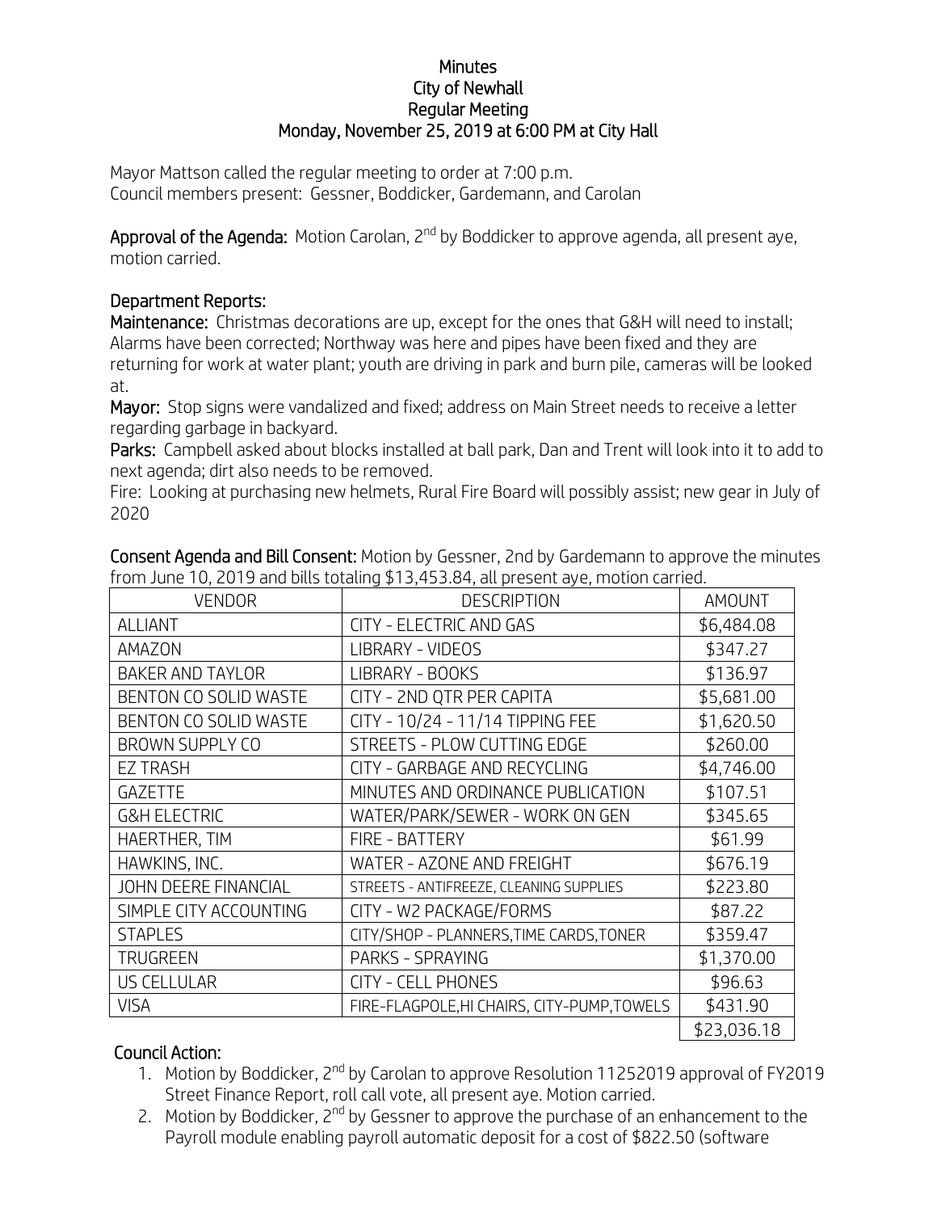# Minutes
## City of Newhall
## Regular Meeting
## Monday, November 25, 2019 at 6:00 PM at City Hall

Mayor Mattson called the regular meeting to order at 7:00 p.m.
Council members present: Gessner, Boddicker, Gardemann, and Carolan

**Approval of the Agenda:** Motion Carolan, 2nd by Boddicker to approve agenda, all present aye, motion carried.

**Department Reports:**

**Maintenance:** Christmas decorations are up, except for the ones that G&H will need to install; Alarms have been corrected; Northway was here and pipes have been fixed and they are returning for work at water plant; youth are driving in park and burn pile, cameras will be looked at.

**Mayor:** Stop signs were vandalized and fixed; address on Main Street needs to receive a letter regarding garbage in backyard.

**Parks:** Campbell asked about blocks installed at ball park, Dan and Trent will look into it to add to next agenda; dirt also needs to be removed.

Fire: Looking at purchasing new helmets, Rural Fire Board will possibly assist; new gear in July of 2020

**Consent Agenda and Bill Consent:** Motion by Gessner, 2nd by Gardemann to approve the minutes from June 10, 2019 and bills totaling $13,453.84, all present aye, motion carried.

| VENDOR | DESCRIPTION | AMOUNT |
|---|---|---|
| ALLIANT | CITY - ELECTRIC AND GAS | $6,484.08 |
| AMAZON | LIBRARY - VIDEOS | $347.27 |
| BAKER AND TAYLOR | LIBRARY - BOOKS | $136.97 |
| BENTON CO SOLID WASTE | CITY - 2ND QTR PER CAPITA | $5,681.00 |
| BENTON CO SOLID WASTE | CITY - 10/24 - 11/14 TIPPING FEE | $1,620.50 |
| BROWN SUPPLY CO | STREETS - PLOW CUTTING EDGE | $260.00 |
| EZ TRASH | CITY - GARBAGE AND RECYCLING | $4,746.00 |
| GAZETTE | MINUTES AND ORDINANCE PUBLICATION | $107.51 |
| G&H ELECTRIC | WATER/PARK/SEWER - WORK ON GEN | $345.65 |
| HAERTHER, TIM | FIRE - BATTERY | $61.99 |
| HAWKINS, INC. | WATER - AZONE AND FREIGHT | $676.19 |
| JOHN DEERE FINANCIAL | STREETS - ANTIFREEZE, CLEANING SUPPLIES | $223.80 |
| SIMPLE CITY ACCOUNTING | CITY - W2 PACKAGE/FORMS | $87.22 |
| STAPLES | CITY/SHOP - PLANNERS,TIME CARDS,TONER | $359.47 |
| TRUGREEN | PARKS - SPRAYING | $1,370.00 |
| US CELLULAR | CITY - CELL PHONES | $96.63 |
| VISA | FIRE-FLAGPOLE,HI CHAIRS, CITY-PUMP,TOWELS | $431.90 |
| | | $23,036.18 |

**Council Action:**

1. Motion by Boddicker, 2nd by Carolan to approve Resolution 11252019 approval of FY2019 Street Finance Report, roll call vote, all present aye. Motion carried.
2. Motion by Boddicker, 2nd by Gessner to approve the purchase of an enhancement to the Payroll module enabling payroll automatic deposit for a cost of $822.50 (software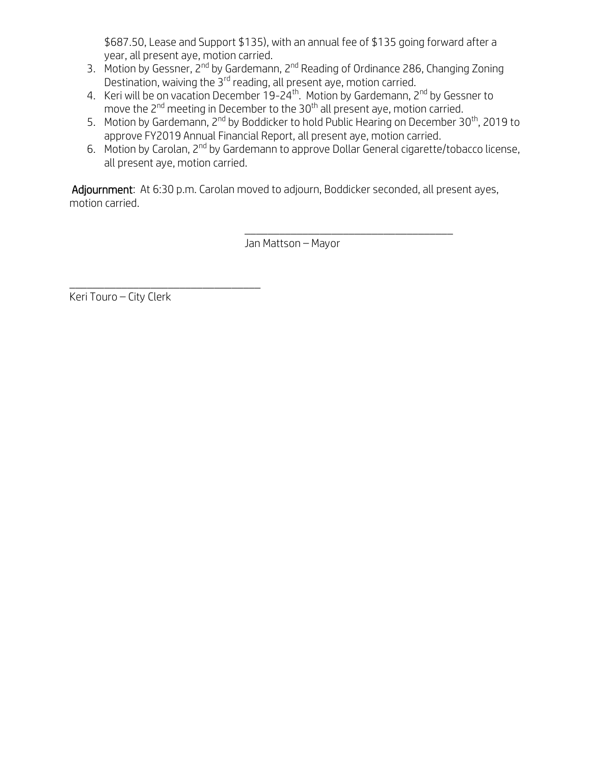$687.50, Lease and Support $135), with an annual fee of $135 going forward after a year, all present aye, motion carried.

3. Motion by Gessner, 2nd by Gardemann, 2nd Reading of Ordinance 286, Changing Zoning Destination, waiving the 3rd reading, all present aye, motion carried.
4. Keri will be on vacation December 19-24th. Motion by Gardemann, 2nd by Gessner to move the 2nd meeting in December to the 30th all present aye, motion carried.
5. Motion by Gardemann, 2nd by Boddicker to hold Public Hearing on December 30th, 2019 to approve FY2019 Annual Financial Report, all present aye, motion carried.
6. Motion by Carolan, 2nd by Gardemann to approve Dollar General cigarette/tobacco license, all present aye, motion carried.

**Adjournment**: At 6:30 p.m. Carolan moved to adjourn, Boddicker seconded, all present ayes, motion carried.

\_\_\_\_\_\_\_\_\_\_\_\_\_\_\_\_\_\_\_\_\_\_\_\_\_\_\_\_\_\_\_\_\_\_\_\_\_\_\_\_

Jan Mattson – Mayor

\_\_\_\_\_\_\_\_\_\_\_\_\_\_\_\_\_\_\_\_\_\_\_\_\_\_\_\_\_\_\_\_\_\_\_\_\_\_\_\_

Keri Touro – City Clerk